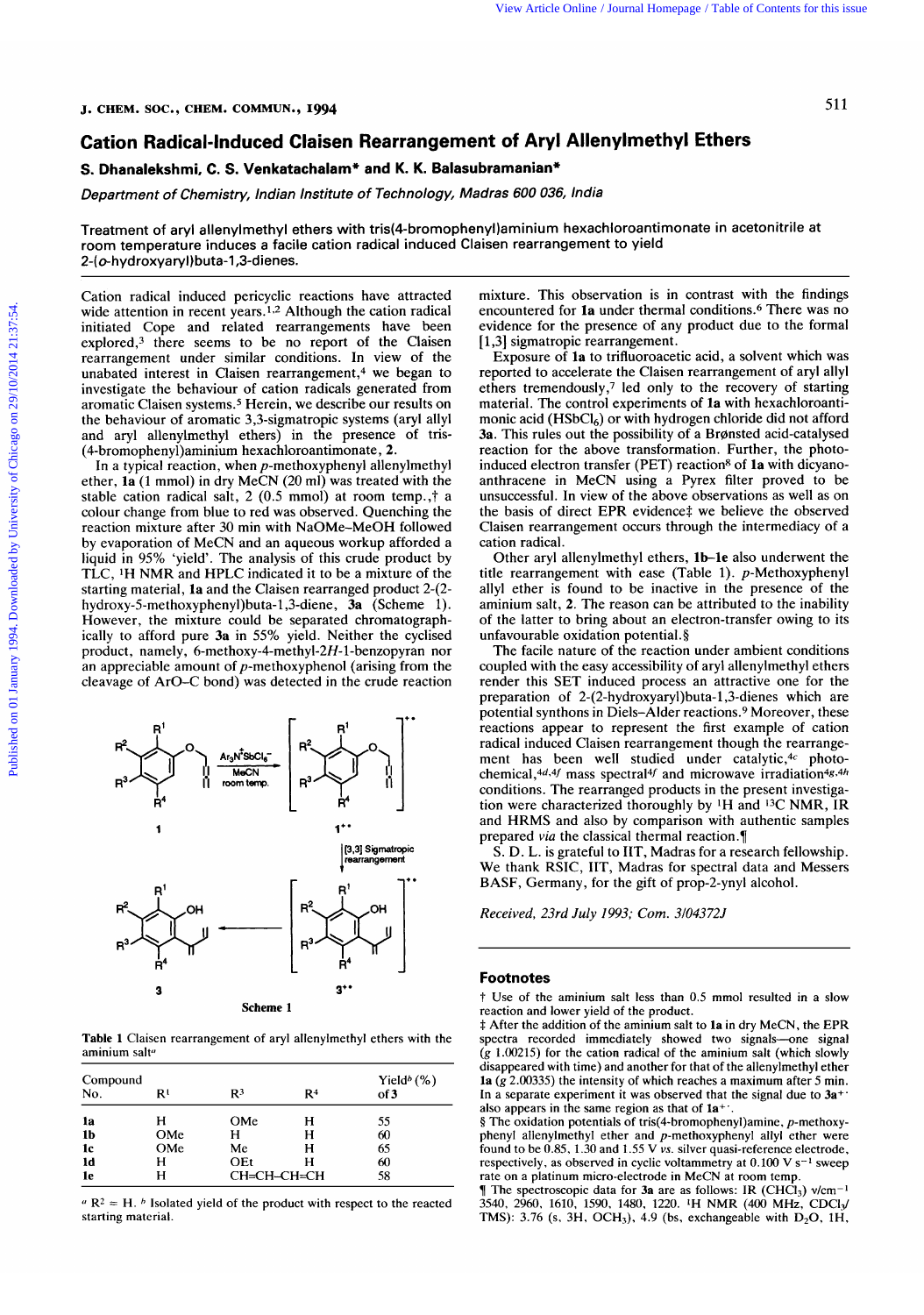# Cation Radical-Induced Claisen Rearrangement of Aryl Allenylmethyl Ethers

**S. Dhanalekshmi, C. S. Venkatachalam\* and K. K. Balasubramanian\***

*Department of Chemistry, Indian Institute of Technology, Madras 600 036, India*

**Treatment of aryl allenylmethyl ethers with tris(4-bromophenyl)aminium hexachloroantimonate in acetonitrile at room temperature induces a facile cation radical induced Claisen rearrangement to yield 2-(*o*-hydroxyaryl)buta-1,3-dienes.**

Cation radical induced pericyclic reactions have attracted wide attention in recent years.[1,2] Although the cation radical initiated Cope and related rearrangements have been explored,[3] there seems to be no report of the Claisen rearrangement under similar conditions. In view of the unabated interest in Claisen rearrangement,[4] we began to investigate the behaviour of cation radicals generated from aromatic Claisen systems.[5] Herein, we describe our results on the behaviour of aromatic 3,3-sigmatropic systems (aryl allyl and aryl allenylmethyl ethers) in the presence of tris-(4-bromophenyl)aminium hexachloroantimonate, **2**.

In a typical reaction, when *p*-methoxyphenyl allenylmethyl ether, **1a** (1 mmol) in dry MeCN (20 ml) was treated with the stable cation radical salt, **2** (0.5 mmol) at room temp.,† a colour change from blue to red was observed. Quenching the reaction mixture after 30 min with NaOMe–MeOH followed by evaporation of MeCN and an aqueous workup afforded a liquid in 95% 'yield'. The analysis of this crude product by TLC, $^{1}$H NMR and HPLC indicated it to be a mixture of the starting material, **1a** and the Claisen rearranged product 2-(2-hydroxy-5-methoxyphenyl)buta-1,3-diene, **3a** (Scheme 1). However, the mixture could be separated chromatographically to afford pure **3a** in 55% yield. Neither the cyclised product, namely, 6-methoxy-4-methyl-2*H*-1-benzopyran nor an appreciable amount of *p*-methoxyphenol (arising from the cleavage of ArO–C bond) was detected in the crude reaction mixture. This observation is in contrast with the findings encountered for **1a** under thermal conditions.[6] There was no evidence for the presence of any product due to the formal [1,3] sigmatropic rearrangement.

Scheme 1

Exposure of **1a** to trifluoroacetic acid, a solvent which was reported to accelerate the Claisen rearrangement of aryl allyl ethers tremendously,[7] led only to the recovery of starting material. The control experiments of **1a** with hexachloroantimonic acid ($HSbCl_6$) or with hydrogen chloride did not afford **3a**. This rules out the possibility of a Brønsted acid-catalysed reaction for the above transformation. Further, the photo-induced electron transfer (PET) reaction[8] of **1a** with dicyanoanthracene in MeCN using a Pyrex filter proved to be unsuccessful. In view of the above observations as well as on the basis of direct EPR evidence‡ we believe the observed Claisen rearrangement occurs through the intermediacy of a cation radical.

Other aryl allenylmethyl ethers, **1b–1e** also underwent the title rearrangement with ease (Table 1). *p*-Methoxyphenyl allyl ether is found to be inactive in the presence of the aminium salt, **2**. The reason can be attributed to the inability of the latter to bring about an electron-transfer owing to its unfavourable oxidation potential.§

The facile nature of the reaction under ambient conditions coupled with the easy accessibility of aryl allenylmethyl ethers render this SET induced process an attractive one for the preparation of 2-(2-hydroxyaryl)buta-1,3-dienes which are potential synthons in Diels–Alder reactions.[9] Moreover, these reactions appear to represent the first example of cation radical induced Claisen rearrangement though the rearrangement has been well studied under catalytic,[4c] photochemical,[4d,4f] mass spectral[4f] and microwave irradiation[4g,4h] conditions. The rearranged products in the present investigation were characterized thoroughly by $^{1}$H and $^{13}$C NMR, IR and HRMS and also by comparison with authentic samples prepared *via* the classical thermal reaction.¶

S. D. L. is grateful to IIT, Madras for a research fellowship. We thank RSIC, IIT, Madras for spectral data and Messers BASF, Germany, for the gift of prop-2-ynyl alcohol.

*Received, 23rd July 1993; Com. 3/04372J*

**Table 1** Claisen rearrangement of aryl allenylmethyl ethers with the aminium salt$^{a}$

| Compound No. | R$^{1}$ | R$^{3}$ | R$^{4}$ | Yield$^{b}$ (%) of **3** |
|---|---|---|---|---|
| **1a** | H | OMe | H | 55 |
| **1b** | OMe | H | H | 60 |
| **1c** | OMe | Me | H | 65 |
| **1d** | H | OEt | H | 60 |
| **1e** | H | CH=CH–CH=CH | | 58 |

$^{a}$ R$^{2}$ = H. $^{b}$ Isolated yield of the product with respect to the reacted starting material.

## Footnotes

† Use of the aminium salt less than 0.5 mmol resulted in a slow reaction and lower yield of the product.

‡ After the addition of the aminium salt to **1a** in dry MeCN, the EPR spectra recorded immediately showed two signals—one signal ($g$ 1.00215) for the cation radical of the aminium salt (which slowly disappeared with time) and another for that of the allenylmethyl ether **1a** ($g$ 2.00335) the intensity of which reaches a maximum after 5 min. In a separate experiment it was observed that the signal due to **3a**$^{+\cdot}$ also appears in the same region as that of **1a**$^{+\cdot}$.

§ The oxidation potentials of tris(4-bromophenyl)amine, *p*-methoxyphenyl allenylmethyl ether and *p*-methoxyphenyl allyl ether were found to be 0.85, 1.30 and 1.55 V *vs.* silver quasi-reference electrode, respectively, as observed in cyclic voltammetry at 0.100 V s$^{-1}$ sweep rate on a platinum micro-electrode in MeCN at room temp.

¶ The spectroscopic data for **3a** are as follows: IR ($CHCl_3$) $\nu$/cm$^{-1}$ 3540, 2960, 1610, 1590, 1480, 1220. $^{1}$H NMR (400 MHz, $CDCl_3$/TMS): 3.76 (s, 3H, $OCH_3$), 4.9 (bs, exchangeable with $D_2O$, 1H,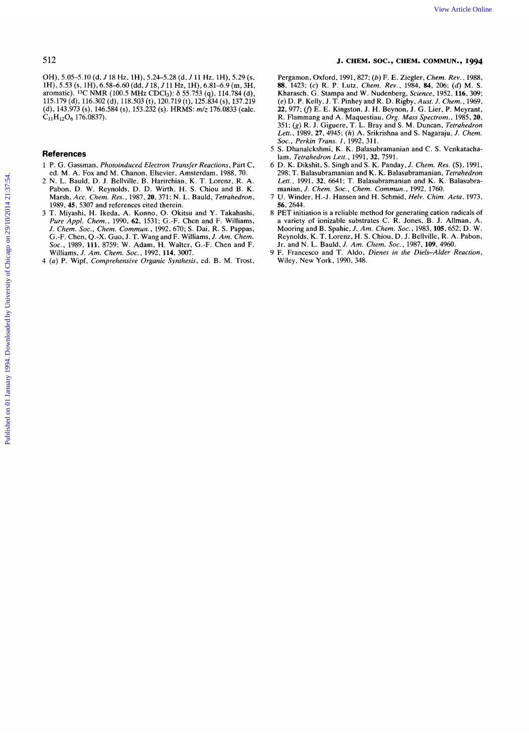OH), 5.05–5.10 (d, *J* 18 Hz, 1H), 5.24–5.28 (d, *J* 11 Hz, 1H), 5.29 (s, 1H), 5.53 (s, 1H), 6.58–6.60 (dd, *J* 18, *J* 11 Hz, 1H), 6.81–6.9 (m, 3H, aromatic). $^{13}$C NMR (100.5 MHz $CDCl_3$): δ 55.753 (q), 114.784 (d), 115.179 (d), 116.302 (d), 118.503 (t), 120.719 (t), 125.834 (s), 137.219 (d), 143.973 (s), 146.584 (s), 153.232 (s). HRMS: *m/z* 176.0833 (calc. $C_{11}H_{12}O_6$ 176.0837).

## References

1. P. G. Gassman, *Photoinduced Electron Transfer Reactions*, Part C, ed. M. A. Fox and M. Chanon, Elsevier, Amsterdam, 1988, 70.
2. N. L. Bauld, D. J. Bellville, B. Harirchian, K. T. Lorenz, R. A. Pabon, D. W. Reynolds, D. D. Wirth, H. S. Chiou and B. K. Marsh, *Acc. Chem. Res.*, 1987, **20**, 371; N. L. Bauld, *Tetrahedron*, 1989, **45**, 5307 and references cited therein.
3. T. Miyashi, H. Ikeda, A. Konno, O. Okitsu and Y. Takahashi, *Pure Appl. Chem.*, 1990, **62**, 1531; G.-F. Chen and F. Williams, *J. Chem. Soc., Chem. Commun.*, 1992, 670; S. Dai, R. S. Pappas, G.-F. Chen, Q.-X. Guo, J. T. Wang and F. Williams, *J. Am. Chem. Soc.*, 1989, **111**, 8759; W. Adam, H. Walter, G.-F. Chen and F. Williams, *J. Am. Chem. Soc.*, 1992, **114**, 3007.
4. (*a*) P. Wipf, *Comprehensive Organic Synthesis*, ed. B. M. Trost, Pergamon, Oxford, 1991, 827; (*b*) F. E. Ziegler, *Chem. Rev.*, 1988, **88**, 1423; (*c*) R. P. Lutz, *Chem. Rev.*, 1984, **84**, 206; (*d*) M. S. Kharasch, G. Stampa and W. Nudenberg, *Science*, 1952, **116**, 309; (*e*) D. P. Kelly, J. T. Pinhey and R. D. Rigby, *Aust. J. Chem.*, 1969, **22**, 977; (*f*) E. E. Kingston, J. H. Beynon, J. G. Lier, P. Meyrant, R. Flammang and A. Maquestiau, *Org. Mass Spectrom.*, 1985, **20**, 351; (*g*) R. J. Giguere, T. L. Bray and S. M. Duncan, *Tetrahedron Lett.*, 1989, **27**, 4945; (*h*) A. Srikrishna and S. Nagaraju, *J. Chem. Soc., Perkin Trans. 1*, 1992, 311.
5. S. Dhanalekshmi, K. K. Balasubramanian and C. S. Venkatachalam, *Tetrahedron Lett.*, 1991, **32**, 7591.
6. D. K. Dikshit, S. Singh and S. K. Panday, *J. Chem. Res.* (S), 1991, 298; T. Balasubramanian and K. K. Balasubramanian, *Tetrahedron Lett.*, 1991, **32**, 6641; T. Balasubramanian and K. K. Balasubramanian, *J. Chem. Soc., Chem. Commun.*, 1992, 1760.
7. U. Winder, H.-J. Hansen and H. Schmid, *Helv. Chim. Acta*, 1973, **56**, 2644.
8. PET initiation is a reliable method for generating cation radicals of a variety of ionizable substrates C. R. Jones, B. J. Allman, A. Mooring and B. Spahic, *J. Am. Chem. Soc.*, 1983, **105**, 652; D. W. Reynolds, K. T. Lorenz, H. S. Chiou, D. J. Bellville, R. A. Pabon, Jr. and N. L. Bauld, *J. Am. Chem. Soc.*, 1987, **109**, 4960.
9. F. Francesco and T. Aldo, *Dienes in the Diels–Alder Reaction*, Wiley, New York, 1990, 348.